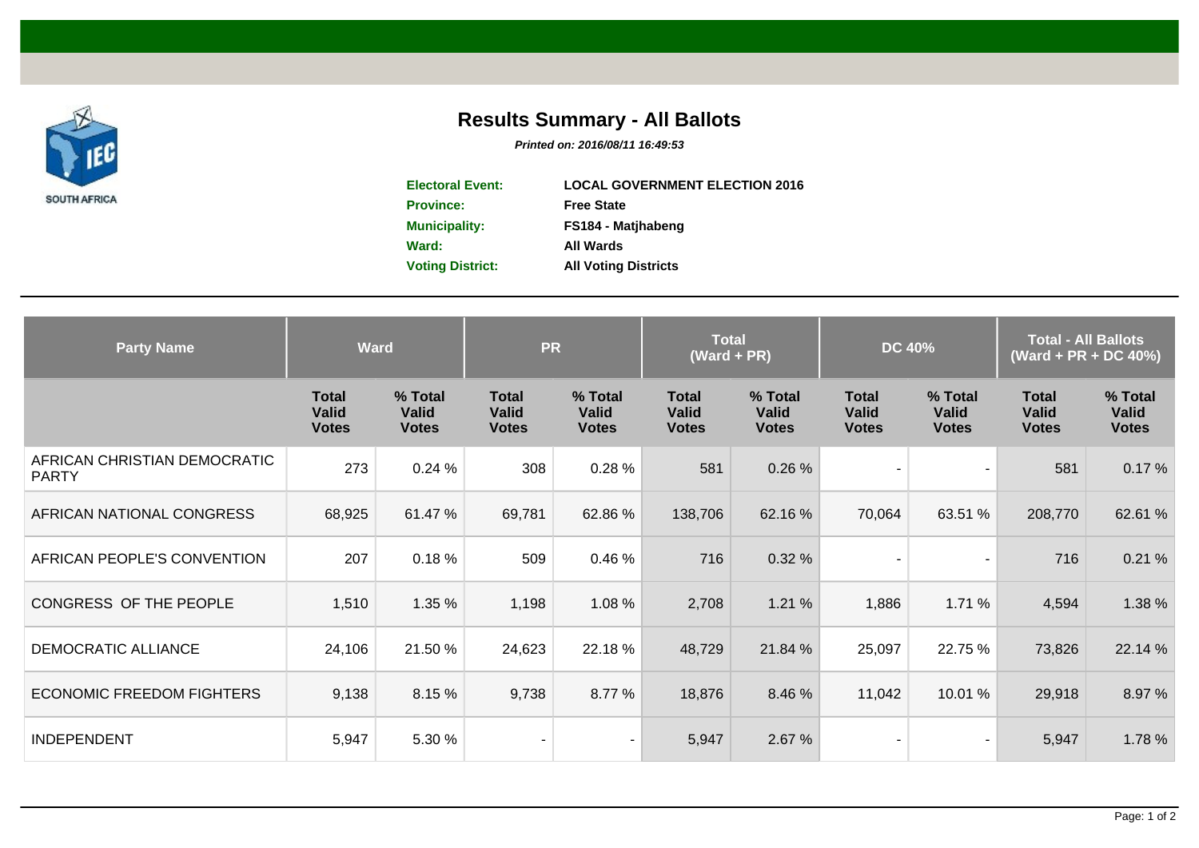# Results Summary - All Ballots

***Printed on: 2016/08/11 16:49:53***

| | |
|---|---|
| **Electoral Event:** | **LOCAL GOVERNMENT ELECTION 2016** |
| **Province:** | **Free State** |
| **Municipality:** | **FS184 - Matjhabeng** |
| **Ward:** | **All Wards** |
| **Voting District:** | **All Voting Districts** |

| Party Name | Ward | | PR | | Total (Ward + PR) | | DC 40% | | Total - All Ballots (Ward + PR + DC 40%) | |
|---|---|---|---|---|---|---|---|---|---|---|
| | Total Valid Votes | % Total Valid Votes | Total Valid Votes | % Total Valid Votes | Total Valid Votes | % Total Valid Votes | Total Valid Votes | % Total Valid Votes | Total Valid Votes | % Total Valid Votes |
| AFRICAN CHRISTIAN DEMOCRATIC PARTY | 273 | 0.24 % | 308 | 0.28 % | 581 | 0.26 % | - | - | 581 | 0.17 % |
| AFRICAN NATIONAL CONGRESS | 68,925 | 61.47 % | 69,781 | 62.86 % | 138,706 | 62.16 % | 70,064 | 63.51 % | 208,770 | 62.61 % |
| AFRICAN PEOPLE'S CONVENTION | 207 | 0.18 % | 509 | 0.46 % | 716 | 0.32 % | - | - | 716 | 0.21 % |
| CONGRESS OF THE PEOPLE | 1,510 | 1.35 % | 1,198 | 1.08 % | 2,708 | 1.21 % | 1,886 | 1.71 % | 4,594 | 1.38 % |
| DEMOCRATIC ALLIANCE | 24,106 | 21.50 % | 24,623 | 22.18 % | 48,729 | 21.84 % | 25,097 | 22.75 % | 73,826 | 22.14 % |
| ECONOMIC FREEDOM FIGHTERS | 9,138 | 8.15 % | 9,738 | 8.77 % | 18,876 | 8.46 % | 11,042 | 10.01 % | 29,918 | 8.97 % |
| INDEPENDENT | 5,947 | 5.30 % | - | - | 5,947 | 2.67 % | - | - | 5,947 | 1.78 % |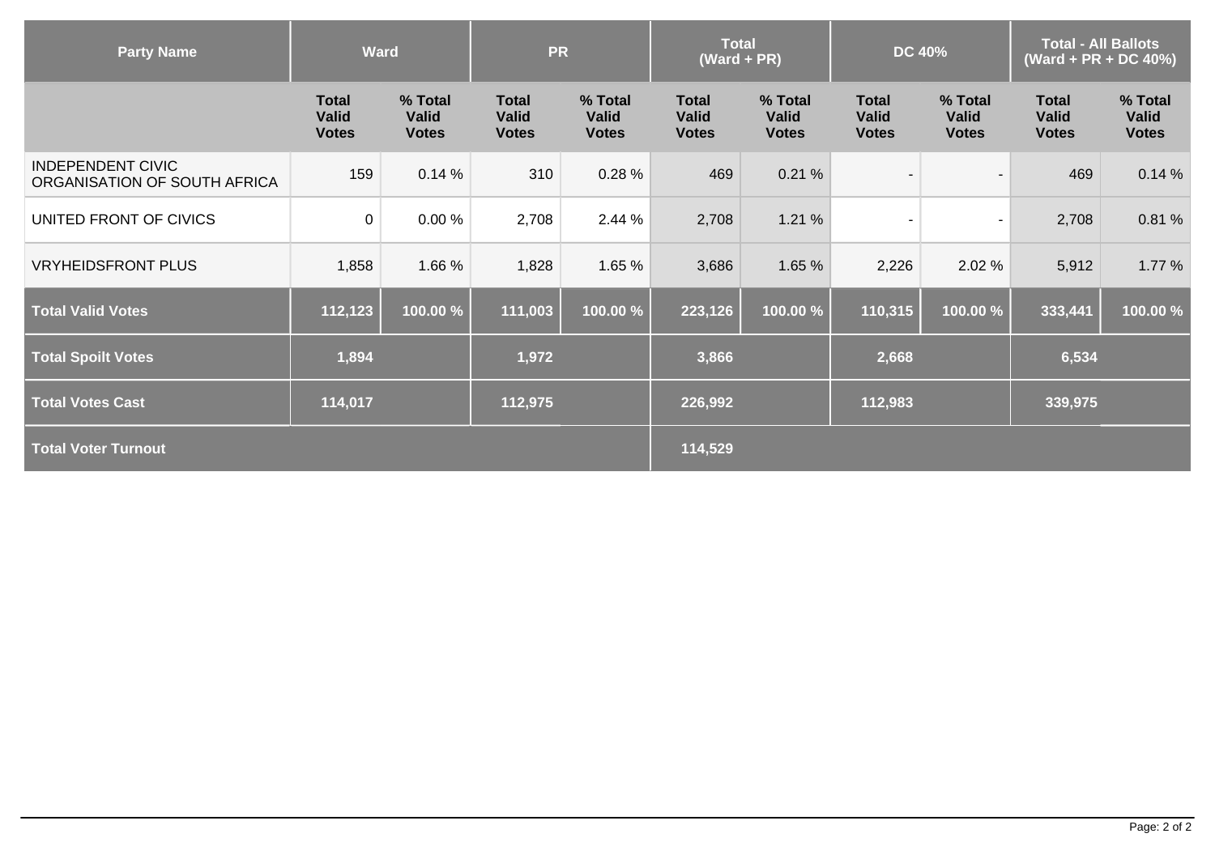| Party Name | Ward | | PR | | Total (Ward + PR) | | DC 40% | | Total - All Ballots (Ward + PR + DC 40%) | |
|---|---|---|---|---|---|---|---|---|---|---|
| | Total Valid Votes | % Total Valid Votes | Total Valid Votes | % Total Valid Votes | Total Valid Votes | % Total Valid Votes | Total Valid Votes | % Total Valid Votes | Total Valid Votes | % Total Valid Votes |
| INDEPENDENT CIVIC ORGANISATION OF SOUTH AFRICA | 159 | 0.14 % | 310 | 0.28 % | 469 | 0.21 % | - | - | 469 | 0.14 % |
| UNITED FRONT OF CIVICS | 0 | 0.00 % | 2,708 | 2.44 % | 2,708 | 1.21 % | - | - | 2,708 | 0.81 % |
| VRYHEIDSFRONT PLUS | 1,858 | 1.66 % | 1,828 | 1.65 % | 3,686 | 1.65 % | 2,226 | 2.02 % | 5,912 | 1.77 % |
| **Total Valid Votes** | **112,123** | **100.00 %** | **111,003** | **100.00 %** | **223,126** | **100.00 %** | **110,315** | **100.00 %** | **333,441** | **100.00 %** |
| **Total Spoilt Votes** | **1,894** | | **1,972** | | **3,866** | | **2,668** | | **6,534** | |
| **Total Votes Cast** | **114,017** | | **112,975** | | **226,992** | | **112,983** | | **339,975** | |
| **Total Voter Turnout** | | | | | **114,529** | | | | | |